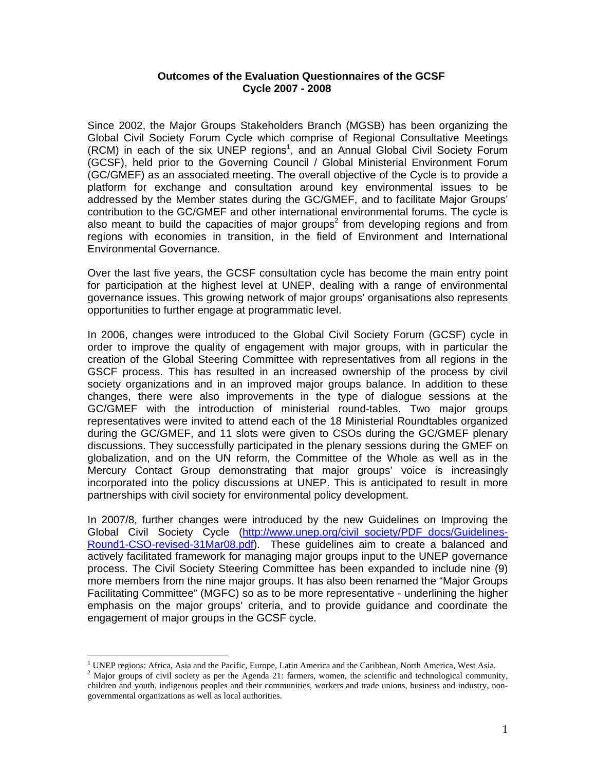# Outcomes of the Evaluation Questionnaires of the GCSF Cycle 2007 - 2008

Since 2002, the Major Groups Stakeholders Branch (MGSB) has been organizing the Global Civil Society Forum Cycle which comprise of Regional Consultative Meetings (RCM) in each of the six UNEP regions[1], and an Annual Global Civil Society Forum (GCSF), held prior to the Governing Council / Global Ministerial Environment Forum (GC/GMEF) as an associated meeting. The overall objective of the Cycle is to provide a platform for exchange and consultation around key environmental issues to be addressed by the Member states during the GC/GMEF, and to facilitate Major Groups' contribution to the GC/GMEF and other international environmental forums. The cycle is also meant to build the capacities of major groups[2] from developing regions and from regions with economies in transition, in the field of Environment and International Environmental Governance.

Over the last five years, the GCSF consultation cycle has become the main entry point for participation at the highest level at UNEP, dealing with a range of environmental governance issues. This growing network of major groups' organisations also represents opportunities to further engage at programmatic level.

In 2006, changes were introduced to the Global Civil Society Forum (GCSF) cycle in order to improve the quality of engagement with major groups, with in particular the creation of the Global Steering Committee with representatives from all regions in the GSCF process. This has resulted in an increased ownership of the process by civil society organizations and in an improved major groups balance. In addition to these changes, there were also improvements in the type of dialogue sessions at the GC/GMEF with the introduction of ministerial round-tables. Two major groups representatives were invited to attend each of the 18 Ministerial Roundtables organized during the GC/GMEF, and 11 slots were given to CSOs during the GC/GMEF plenary discussions. They successfully participated in the plenary sessions during the GMEF on globalization, and on the UN reform, the Committee of the Whole as well as in the Mercury Contact Group demonstrating that major groups' voice is increasingly incorporated into the policy discussions at UNEP. This is anticipated to result in more partnerships with civil society for environmental policy development.

In 2007/8, further changes were introduced by the new Guidelines on Improving the Global Civil Society Cycle (http://www.unep.org/civil_society/PDF_docs/Guidelines-Round1-CSO-revised-31Mar08.pdf). These guidelines aim to create a balanced and actively facilitated framework for managing major groups input to the UNEP governance process. The Civil Society Steering Committee has been expanded to include nine (9) more members from the nine major groups. It has also been renamed the "Major Groups Facilitating Committee" (MGFC) so as to be more representative - underlining the higher emphasis on the major groups' criteria, and to provide guidance and coordinate the engagement of major groups in the GCSF cycle.

---

[1] UNEP regions: Africa, Asia and the Pacific, Europe, Latin America and the Caribbean, North America, West Asia.

[2] Major groups of civil society as per the Agenda 21: farmers, women, the scientific and technological community, children and youth, indigenous peoples and their communities, workers and trade unions, business and industry, non-governmental organizations as well as local authorities.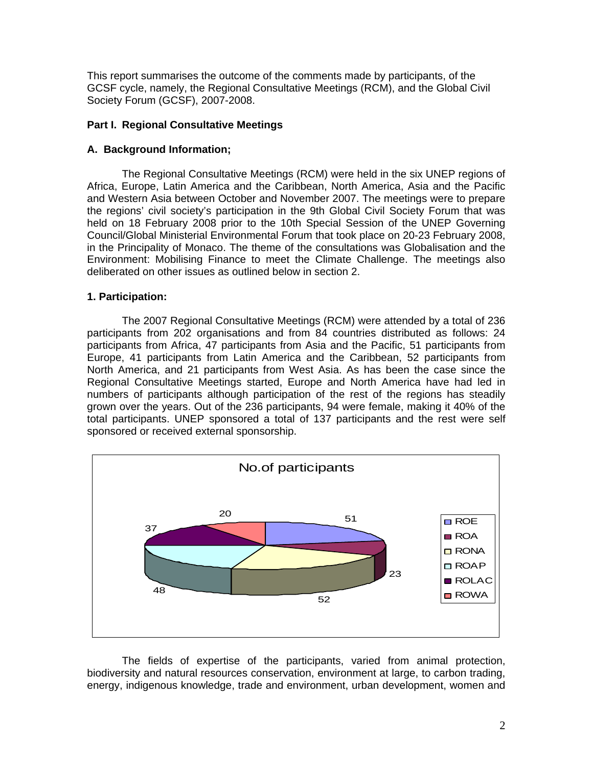This report summarises the outcome of the comments made by participants, of the GCSF cycle, namely, the Regional Consultative Meetings (RCM), and the Global Civil Society Forum (GCSF), 2007-2008.

## Part I. Regional Consultative Meetings

### A. Background Information;

The Regional Consultative Meetings (RCM) were held in the six UNEP regions of Africa, Europe, Latin America and the Caribbean, North America, Asia and the Pacific and Western Asia between October and November 2007. The meetings were to prepare the regions' civil society's participation in the 9th Global Civil Society Forum that was held on 18 February 2008 prior to the 10th Special Session of the UNEP Governing Council/Global Ministerial Environmental Forum that took place on 20-23 February 2008, in the Principality of Monaco. The theme of the consultations was Globalisation and the Environment: Mobilising Finance to meet the Climate Challenge. The meetings also deliberated on other issues as outlined below in section 2.

### 1. Participation:

The 2007 Regional Consultative Meetings (RCM) were attended by a total of 236 participants from 202 organisations and from 84 countries distributed as follows: 24 participants from Africa, 47 participants from Asia and the Pacific, 51 participants from Europe, 41 participants from Latin America and the Caribbean, 52 participants from North America, and 21 participants from West Asia. As has been the case since the Regional Consultative Meetings started, Europe and North America have had led in numbers of participants although participation of the rest of the regions has steadily grown over the years. Out of the 236 participants, 94 were female, making it 40% of the total participants. UNEP sponsored a total of 137 participants and the rest were self sponsored or received external sponsorship.

No.of participants

| Region | No. of participants |
|---|---|
| ROE | 51 |
| ROA | 23 |
| RONA | 52 |
| ROAP | 48 |
| ROLAC | 37 |
| ROWA | 20 |

The fields of expertise of the participants, varied from animal protection, biodiversity and natural resources conservation, environment at large, to carbon trading, energy, indigenous knowledge, trade and environment, urban development, women and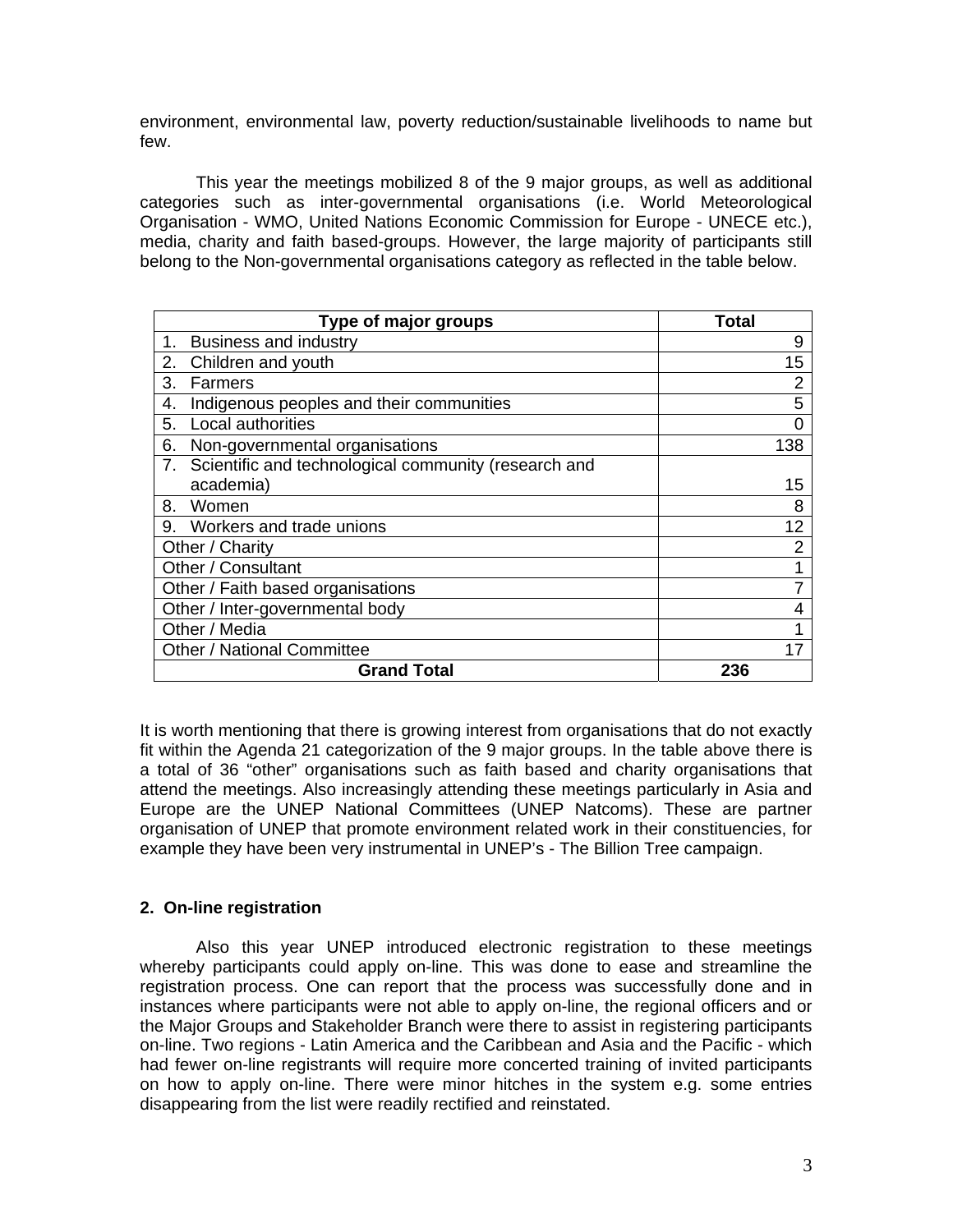environment, environmental law, poverty reduction/sustainable livelihoods to name but few.

This year the meetings mobilized 8 of the 9 major groups, as well as additional categories such as inter-governmental organisations (i.e. World Meteorological Organisation - WMO, United Nations Economic Commission for Europe - UNECE etc.), media, charity and faith based-groups. However, the large majority of participants still belong to the Non-governmental organisations category as reflected in the table below.

| Type of major groups | Total |
|---|---|
| 1. Business and industry | 9 |
| 2. Children and youth | 15 |
| 3. Farmers | 2 |
| 4. Indigenous peoples and their communities | 5 |
| 5. Local authorities | 0 |
| 6. Non-governmental organisations | 138 |
| 7. Scientific and technological community (research and academia) | 15 |
| 8. Women | 8 |
| 9. Workers and trade unions | 12 |
| Other / Charity | 2 |
| Other / Consultant | 1 |
| Other / Faith based organisations | 7 |
| Other / Inter-governmental body | 4 |
| Other / Media | 1 |
| Other / National Committee | 17 |
| **Grand Total** | **236** |

It is worth mentioning that there is growing interest from organisations that do not exactly fit within the Agenda 21 categorization of the 9 major groups. In the table above there is a total of 36 "other" organisations such as faith based and charity organisations that attend the meetings. Also increasingly attending these meetings particularly in Asia and Europe are the UNEP National Committees (UNEP Natcoms). These are partner organisation of UNEP that promote environment related work in their constituencies, for example they have been very instrumental in UNEP's - The Billion Tree campaign.

## 2. On-line registration

Also this year UNEP introduced electronic registration to these meetings whereby participants could apply on-line. This was done to ease and streamline the registration process. One can report that the process was successfully done and in instances where participants were not able to apply on-line, the regional officers and or the Major Groups and Stakeholder Branch were there to assist in registering participants on-line. Two regions - Latin America and the Caribbean and Asia and the Pacific - which had fewer on-line registrants will require more concerted training of invited participants on how to apply on-line. There were minor hitches in the system e.g. some entries disappearing from the list were readily rectified and reinstated.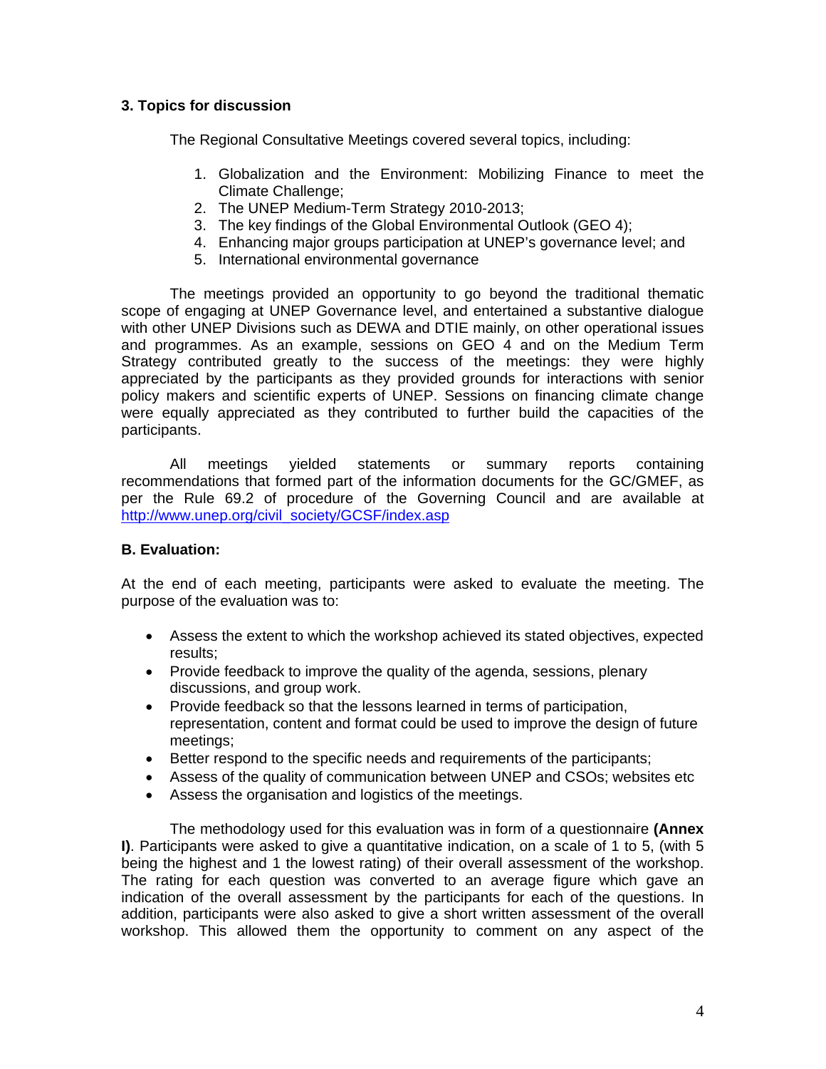### 3. Topics for discussion

The Regional Consultative Meetings covered several topics, including:

1. Globalization and the Environment: Mobilizing Finance to meet the Climate Challenge;
2. The UNEP Medium-Term Strategy 2010-2013;
3. The key findings of the Global Environmental Outlook (GEO 4);
4. Enhancing major groups participation at UNEP's governance level; and
5. International environmental governance

The meetings provided an opportunity to go beyond the traditional thematic scope of engaging at UNEP Governance level, and entertained a substantive dialogue with other UNEP Divisions such as DEWA and DTIE mainly, on other operational issues and programmes. As an example, sessions on GEO 4 and on the Medium Term Strategy contributed greatly to the success of the meetings: they were highly appreciated by the participants as they provided grounds for interactions with senior policy makers and scientific experts of UNEP. Sessions on financing climate change were equally appreciated as they contributed to further build the capacities of the participants.

All meetings yielded statements or summary reports containing recommendations that formed part of the information documents for the GC/GMEF, as per the Rule 69.2 of procedure of the Governing Council and are available at http://www.unep.org/civil_society/GCSF/index.asp

### B. Evaluation:

At the end of each meeting, participants were asked to evaluate the meeting. The purpose of the evaluation was to:

- Assess the extent to which the workshop achieved its stated objectives, expected results;
- Provide feedback to improve the quality of the agenda, sessions, plenary discussions, and group work.
- Provide feedback so that the lessons learned in terms of participation, representation, content and format could be used to improve the design of future meetings;
- Better respond to the specific needs and requirements of the participants;
- Assess of the quality of communication between UNEP and CSOs; websites etc
- Assess the organisation and logistics of the meetings.

The methodology used for this evaluation was in form of a questionnaire **(Annex I)**. Participants were asked to give a quantitative indication, on a scale of 1 to 5, (with 5 being the highest and 1 the lowest rating) of their overall assessment of the workshop. The rating for each question was converted to an average figure which gave an indication of the overall assessment by the participants for each of the questions. In addition, participants were also asked to give a short written assessment of the overall workshop. This allowed them the opportunity to comment on any aspect of the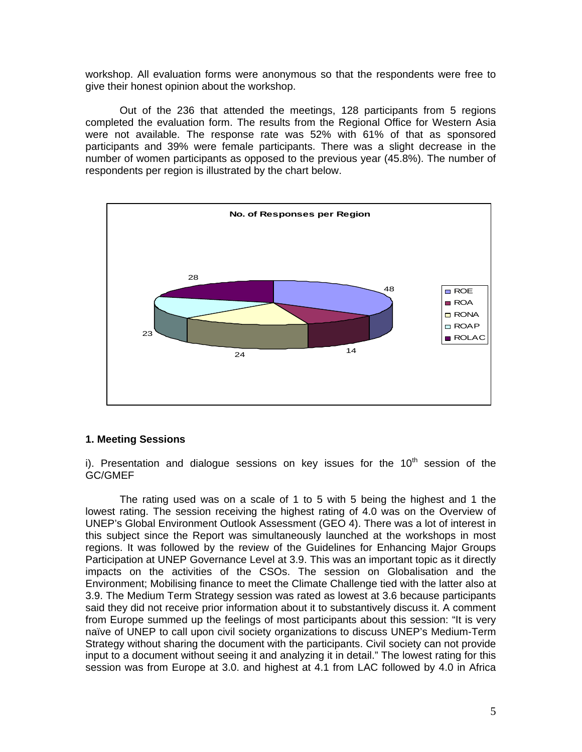workshop. All evaluation forms were anonymous so that the respondents were free to give their honest opinion about the workshop.

Out of the 236 that attended the meetings, 128 participants from 5 regions completed the evaluation form. The results from the Regional Office for Western Asia were not available. The response rate was 52% with 61% of that as sponsored participants and 39% were female participants. There was a slight decrease in the number of women participants as opposed to the previous year (45.8%). The number of respondents per region is illustrated by the chart below.

**No. of Responses per Region**

| Region | No. of Responses |
|---|---|
| ROE | 48 |
| ROA | 14 |
| RONA | 24 |
| ROAP | 23 |
| ROLAC | 28 |

### 1. Meeting Sessions

i). Presentation and dialogue sessions on key issues for the 10th session of the GC/GMEF

The rating used was on a scale of 1 to 5 with 5 being the highest and 1 the lowest rating. The session receiving the highest rating of 4.0 was on the Overview of UNEP's Global Environment Outlook Assessment (GEO 4). There was a lot of interest in this subject since the Report was simultaneously launched at the workshops in most regions. It was followed by the review of the Guidelines for Enhancing Major Groups Participation at UNEP Governance Level at 3.9. This was an important topic as it directly impacts on the activities of the CSOs. The session on Globalisation and the Environment; Mobilising finance to meet the Climate Challenge tied with the latter also at 3.9. The Medium Term Strategy session was rated as lowest at 3.6 because participants said they did not receive prior information about it to substantively discuss it. A comment from Europe summed up the feelings of most participants about this session: "It is very naïve of UNEP to call upon civil society organizations to discuss UNEP's Medium-Term Strategy without sharing the document with the participants. Civil society can not provide input to a document without seeing it and analyzing it in detail." The lowest rating for this session was from Europe at 3.0. and highest at 4.1 from LAC followed by 4.0 in Africa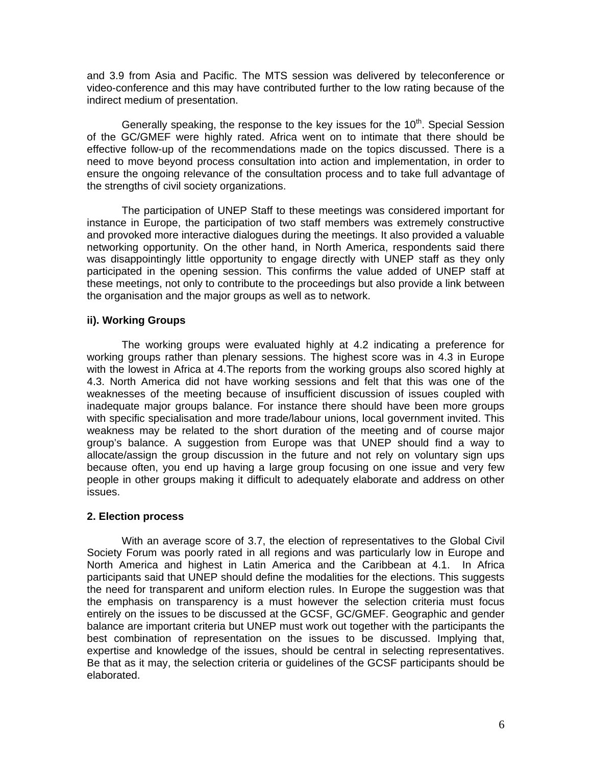and 3.9 from Asia and Pacific. The MTS session was delivered by teleconference or video-conference and this may have contributed further to the low rating because of the indirect medium of presentation.

Generally speaking, the response to the key issues for the 10th. Special Session of the GC/GMEF were highly rated. Africa went on to intimate that there should be effective follow-up of the recommendations made on the topics discussed. There is a need to move beyond process consultation into action and implementation, in order to ensure the ongoing relevance of the consultation process and to take full advantage of the strengths of civil society organizations.

The participation of UNEP Staff to these meetings was considered important for instance in Europe, the participation of two staff members was extremely constructive and provoked more interactive dialogues during the meetings. It also provided a valuable networking opportunity. On the other hand, in North America, respondents said there was disappointingly little opportunity to engage directly with UNEP staff as they only participated in the opening session. This confirms the value added of UNEP staff at these meetings, not only to contribute to the proceedings but also provide a link between the organisation and the major groups as well as to network.

**ii). Working Groups**

The working groups were evaluated highly at 4.2 indicating a preference for working groups rather than plenary sessions. The highest score was in 4.3 in Europe with the lowest in Africa at 4.The reports from the working groups also scored highly at 4.3. North America did not have working sessions and felt that this was one of the weaknesses of the meeting because of insufficient discussion of issues coupled with inadequate major groups balance. For instance there should have been more groups with specific specialisation and more trade/labour unions, local government invited. This weakness may be related to the short duration of the meeting and of course major group's balance. A suggestion from Europe was that UNEP should find a way to allocate/assign the group discussion in the future and not rely on voluntary sign ups because often, you end up having a large group focusing on one issue and very few people in other groups making it difficult to adequately elaborate and address on other issues.

**2. Election process**

With an average score of 3.7, the election of representatives to the Global Civil Society Forum was poorly rated in all regions and was particularly low in Europe and North America and highest in Latin America and the Caribbean at 4.1. In Africa participants said that UNEP should define the modalities for the elections. This suggests the need for transparent and uniform election rules. In Europe the suggestion was that the emphasis on transparency is a must however the selection criteria must focus entirely on the issues to be discussed at the GCSF, GC/GMEF. Geographic and gender balance are important criteria but UNEP must work out together with the participants the best combination of representation on the issues to be discussed. Implying that, expertise and knowledge of the issues, should be central in selecting representatives. Be that as it may, the selection criteria or guidelines of the GCSF participants should be elaborated.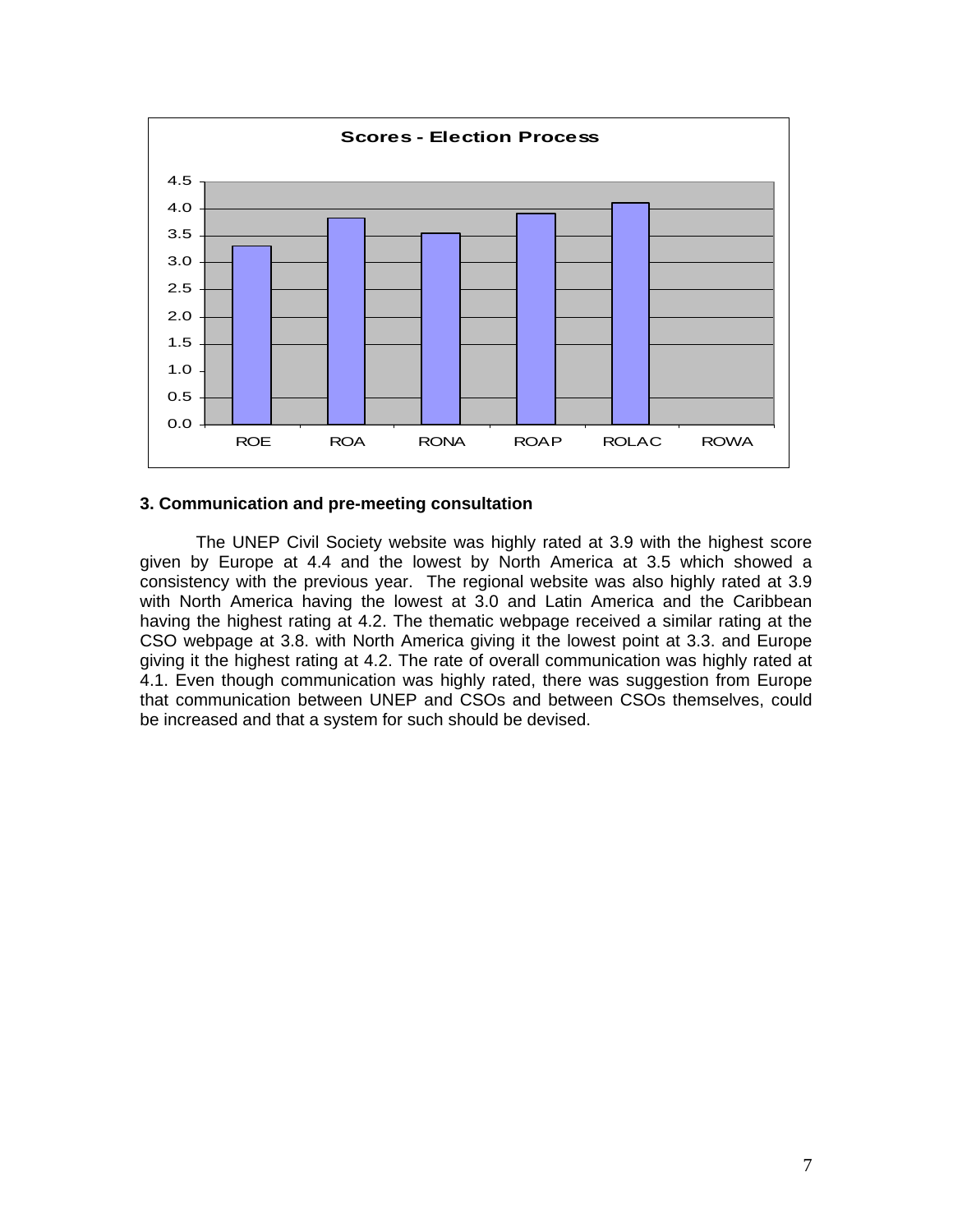**Scores - Election Process**

| Region | Score |
|---|---|
| ROE | 3.3 |
| ROA | 3.8 |
| RONA | 3.5 |
| ROAP | 3.9 |
| ROLAC | 4.1 |
| ROWA | |

### 3. Communication and pre-meeting consultation

The UNEP Civil Society website was highly rated at 3.9 with the highest score given by Europe at 4.4 and the lowest by North America at 3.5 which showed a consistency with the previous year. The regional website was also highly rated at 3.9 with North America having the lowest at 3.0 and Latin America and the Caribbean having the highest rating at 4.2. The thematic webpage received a similar rating at the CSO webpage at 3.8. with North America giving it the lowest point at 3.3. and Europe giving it the highest rating at 4.2. The rate of overall communication was highly rated at 4.1. Even though communication was highly rated, there was suggestion from Europe that communication between UNEP and CSOs and between CSOs themselves, could be increased and that a system for such should be devised.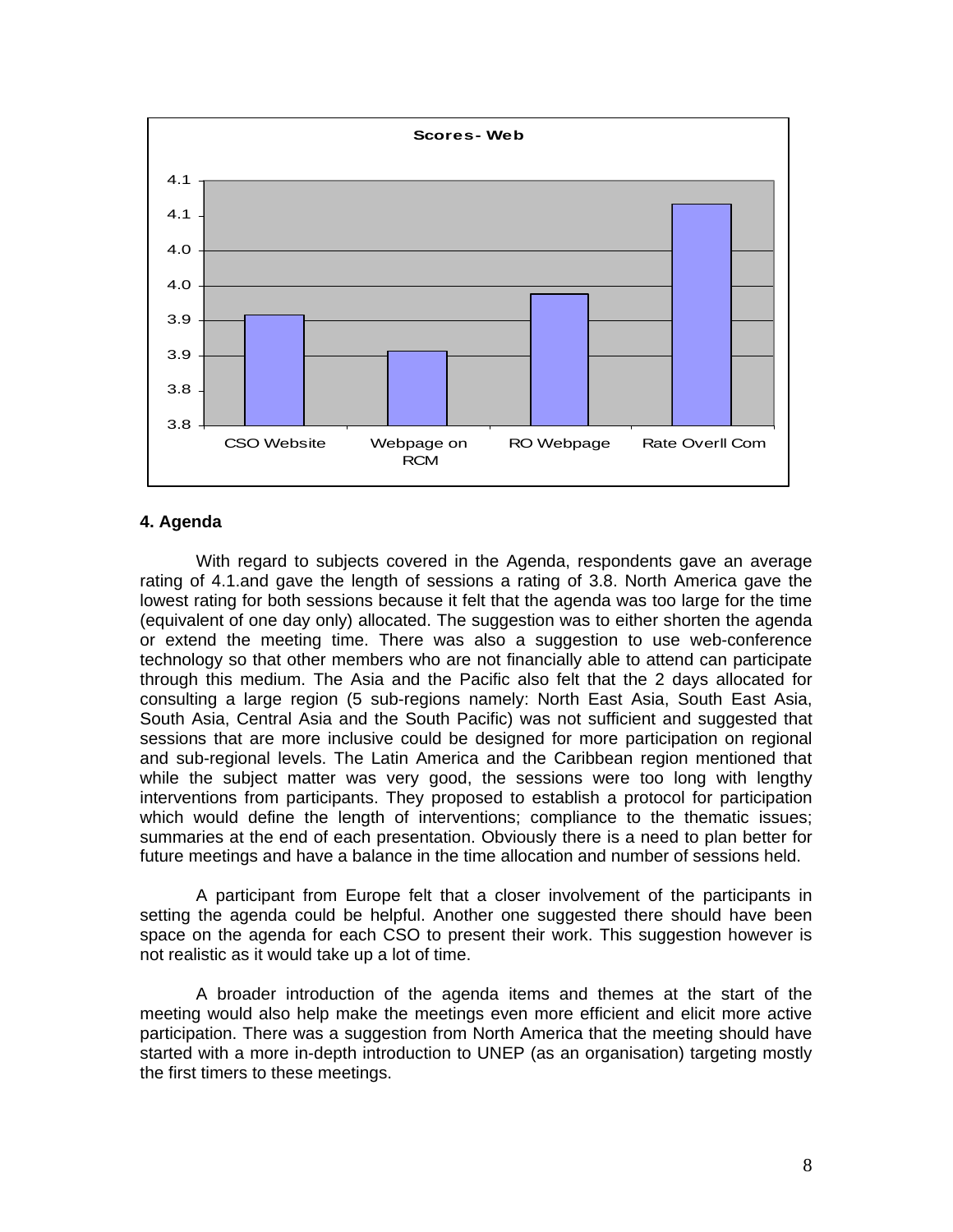**Scores- Web**

| | CSO Website | Webpage on RCM | RO Webpage | Rate Overll Com |
|---|---|---|---|---|

## 4. Agenda

With regard to subjects covered in the Agenda, respondents gave an average rating of 4.1.and gave the length of sessions a rating of 3.8. North America gave the lowest rating for both sessions because it felt that the agenda was too large for the time (equivalent of one day only) allocated. The suggestion was to either shorten the agenda or extend the meeting time. There was also a suggestion to use web-conference technology so that other members who are not financially able to attend can participate through this medium. The Asia and the Pacific also felt that the 2 days allocated for consulting a large region (5 sub-regions namely: North East Asia, South East Asia, South Asia, Central Asia and the South Pacific) was not sufficient and suggested that sessions that are more inclusive could be designed for more participation on regional and sub-regional levels. The Latin America and the Caribbean region mentioned that while the subject matter was very good, the sessions were too long with lengthy interventions from participants. They proposed to establish a protocol for participation which would define the length of interventions; compliance to the thematic issues; summaries at the end of each presentation. Obviously there is a need to plan better for future meetings and have a balance in the time allocation and number of sessions held.

A participant from Europe felt that a closer involvement of the participants in setting the agenda could be helpful. Another one suggested there should have been space on the agenda for each CSO to present their work. This suggestion however is not realistic as it would take up a lot of time.

A broader introduction of the agenda items and themes at the start of the meeting would also help make the meetings even more efficient and elicit more active participation. There was a suggestion from North America that the meeting should have started with a more in-depth introduction to UNEP (as an organisation) targeting mostly the first timers to these meetings.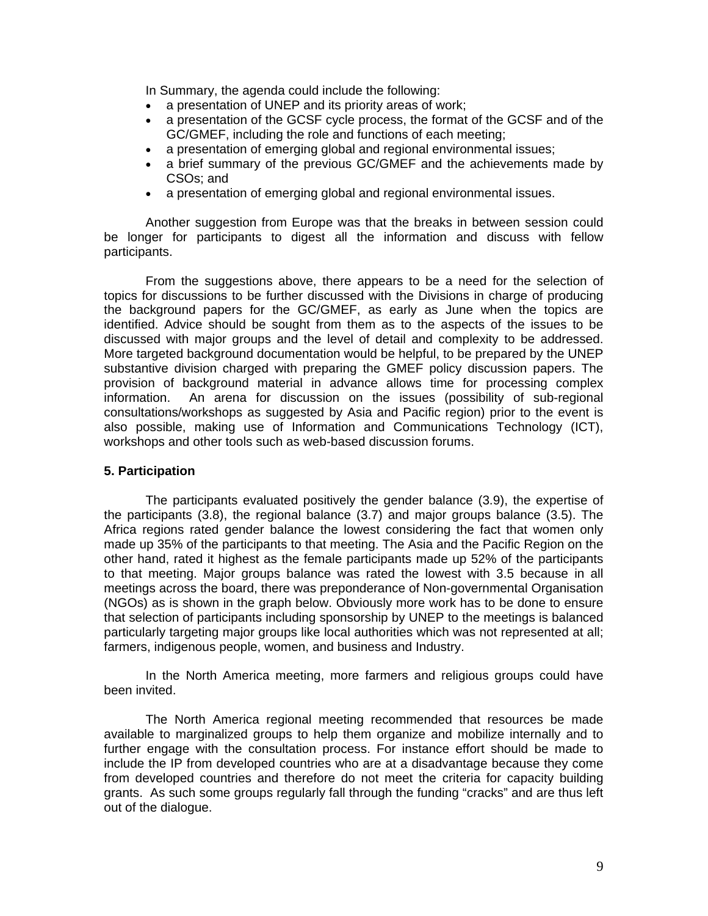In Summary, the agenda could include the following:

- a presentation of UNEP and its priority areas of work;
- a presentation of the GCSF cycle process, the format of the GCSF and of the GC/GMEF, including the role and functions of each meeting;
- a presentation of emerging global and regional environmental issues;
- a brief summary of the previous GC/GMEF and the achievements made by CSOs; and
- a presentation of emerging global and regional environmental issues.

Another suggestion from Europe was that the breaks in between session could be longer for participants to digest all the information and discuss with fellow participants.

From the suggestions above, there appears to be a need for the selection of topics for discussions to be further discussed with the Divisions in charge of producing the background papers for the GC/GMEF, as early as June when the topics are identified. Advice should be sought from them as to the aspects of the issues to be discussed with major groups and the level of detail and complexity to be addressed. More targeted background documentation would be helpful, to be prepared by the UNEP substantive division charged with preparing the GMEF policy discussion papers. The provision of background material in advance allows time for processing complex information. An arena for discussion on the issues (possibility of sub-regional consultations/workshops as suggested by Asia and Pacific region) prior to the event is also possible, making use of Information and Communications Technology (ICT), workshops and other tools such as web-based discussion forums.

**5. Participation**

The participants evaluated positively the gender balance (3.9), the expertise of the participants (3.8), the regional balance (3.7) and major groups balance (3.5). The Africa regions rated gender balance the lowest considering the fact that women only made up 35% of the participants to that meeting. The Asia and the Pacific Region on the other hand, rated it highest as the female participants made up 52% of the participants to that meeting. Major groups balance was rated the lowest with 3.5 because in all meetings across the board, there was preponderance of Non-governmental Organisation (NGOs) as is shown in the graph below. Obviously more work has to be done to ensure that selection of participants including sponsorship by UNEP to the meetings is balanced particularly targeting major groups like local authorities which was not represented at all; farmers, indigenous people, women, and business and Industry.

In the North America meeting, more farmers and religious groups could have been invited.

The North America regional meeting recommended that resources be made available to marginalized groups to help them organize and mobilize internally and to further engage with the consultation process. For instance effort should be made to include the IP from developed countries who are at a disadvantage because they come from developed countries and therefore do not meet the criteria for capacity building grants. As such some groups regularly fall through the funding "cracks" and are thus left out of the dialogue.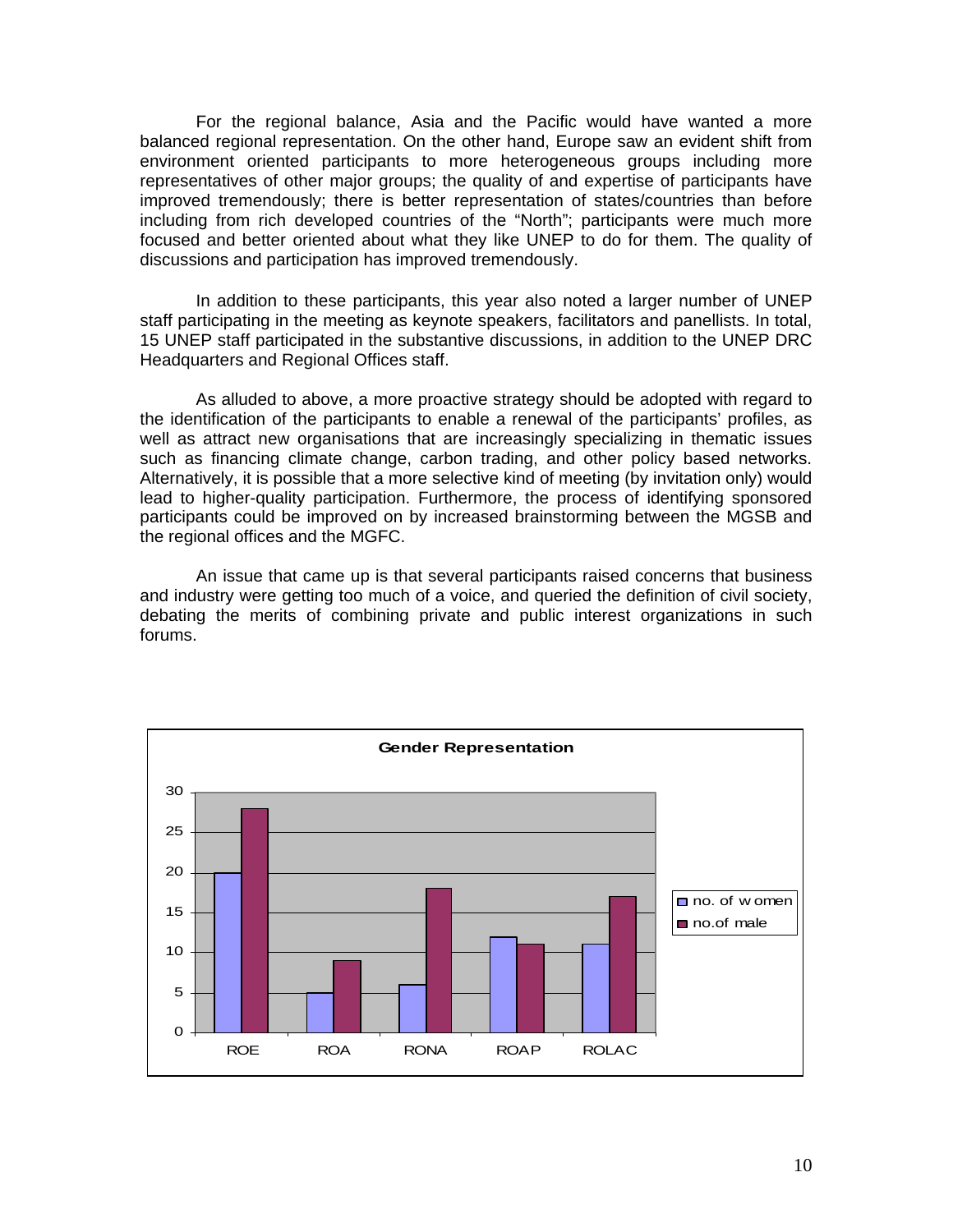For the regional balance, Asia and the Pacific would have wanted a more balanced regional representation. On the other hand, Europe saw an evident shift from environment oriented participants to more heterogeneous groups including more representatives of other major groups; the quality of and expertise of participants have improved tremendously; there is better representation of states/countries than before including from rich developed countries of the "North"; participants were much more focused and better oriented about what they like UNEP to do for them. The quality of discussions and participation has improved tremendously.

In addition to these participants, this year also noted a larger number of UNEP staff participating in the meeting as keynote speakers, facilitators and panellists. In total, 15 UNEP staff participated in the substantive discussions, in addition to the UNEP DRC Headquarters and Regional Offices staff.

As alluded to above, a more proactive strategy should be adopted with regard to the identification of the participants to enable a renewal of the participants' profiles, as well as attract new organisations that are increasingly specializing in thematic issues such as financing climate change, carbon trading, and other policy based networks. Alternatively, it is possible that a more selective kind of meeting (by invitation only) would lead to higher-quality participation. Furthermore, the process of identifying sponsored participants could be improved on by increased brainstorming between the MGSB and the regional offices and the MGFC.

An issue that came up is that several participants raised concerns that business and industry were getting too much of a voice, and queried the definition of civil society, debating the merits of combining private and public interest organizations in such forums.

**Gender Representation**

| | no. of women | no.of male |
|---|---|---|
| ROE | 20 | 28 |
| ROA | 5 | 9 |
| RONA | 6 | 18 |
| ROAP | 12 | 11 |
| ROLAC | 11 | 17 |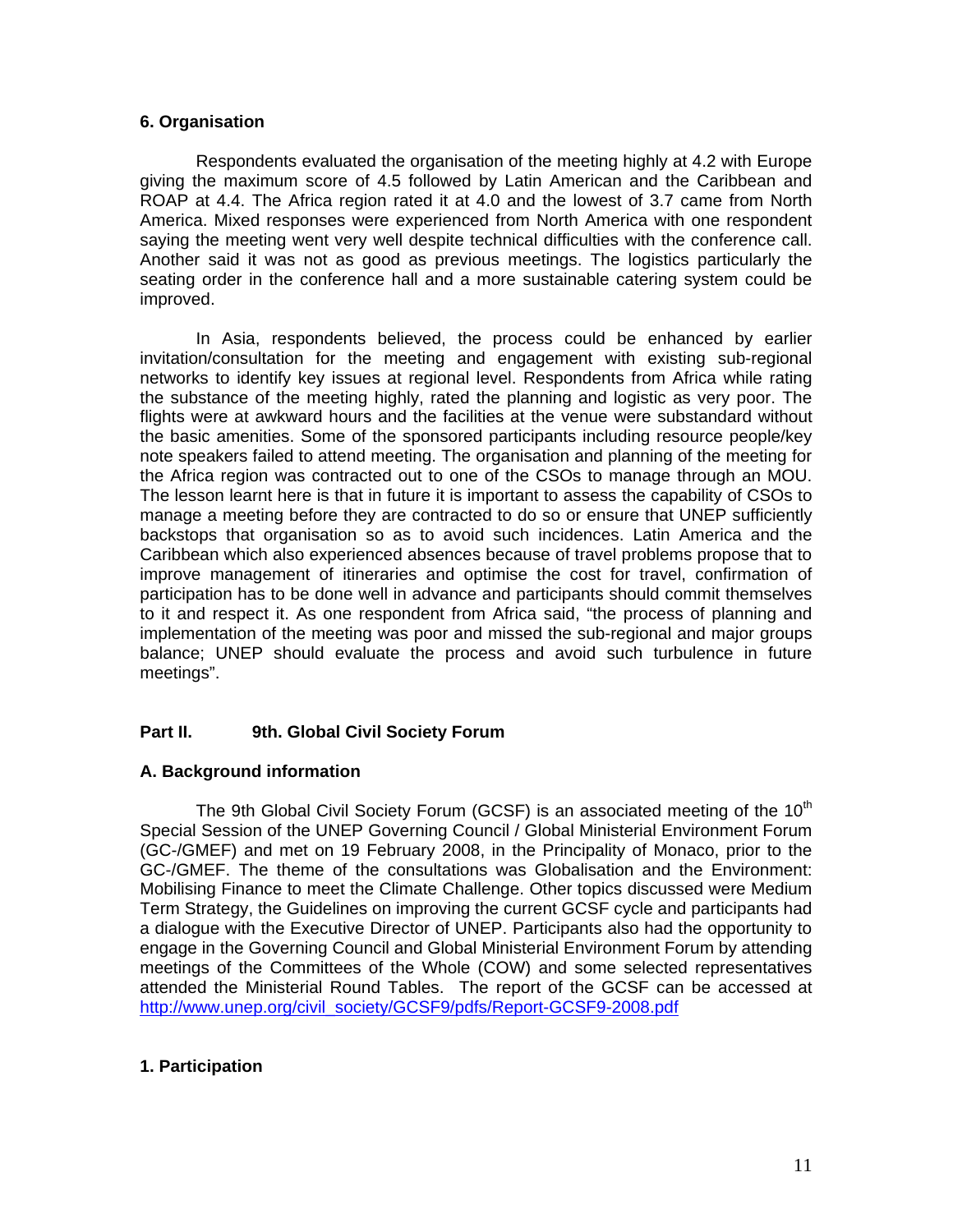### 6. Organisation

Respondents evaluated the organisation of the meeting highly at 4.2 with Europe giving the maximum score of 4.5 followed by Latin American and the Caribbean and ROAP at 4.4. The Africa region rated it at 4.0 and the lowest of 3.7 came from North America. Mixed responses were experienced from North America with one respondent saying the meeting went very well despite technical difficulties with the conference call. Another said it was not as good as previous meetings. The logistics particularly the seating order in the conference hall and a more sustainable catering system could be improved.

In Asia, respondents believed, the process could be enhanced by earlier invitation/consultation for the meeting and engagement with existing sub-regional networks to identify key issues at regional level. Respondents from Africa while rating the substance of the meeting highly, rated the planning and logistic as very poor. The flights were at awkward hours and the facilities at the venue were substandard without the basic amenities. Some of the sponsored participants including resource people/key note speakers failed to attend meeting. The organisation and planning of the meeting for the Africa region was contracted out to one of the CSOs to manage through an MOU. The lesson learnt here is that in future it is important to assess the capability of CSOs to manage a meeting before they are contracted to do so or ensure that UNEP sufficiently backstops that organisation so as to avoid such incidences. Latin America and the Caribbean which also experienced absences because of travel problems propose that to improve management of itineraries and optimise the cost for travel, confirmation of participation has to be done well in advance and participants should commit themselves to it and respect it. As one respondent from Africa said, "the process of planning and implementation of the meeting was poor and missed the sub-regional and major groups balance; UNEP should evaluate the process and avoid such turbulence in future meetings".

## Part II. 9th. Global Civil Society Forum

### A. Background information

The 9th Global Civil Society Forum (GCSF) is an associated meeting of the 10th Special Session of the UNEP Governing Council / Global Ministerial Environment Forum (GC-/GMEF) and met on 19 February 2008, in the Principality of Monaco, prior to the GC-/GMEF. The theme of the consultations was Globalisation and the Environment: Mobilising Finance to meet the Climate Challenge. Other topics discussed were Medium Term Strategy, the Guidelines on improving the current GCSF cycle and participants had a dialogue with the Executive Director of UNEP. Participants also had the opportunity to engage in the Governing Council and Global Ministerial Environment Forum by attending meetings of the Committees of the Whole (COW) and some selected representatives attended the Ministerial Round Tables. The report of the GCSF can be accessed at http://www.unep.org/civil_society/GCSF9/pdfs/Report-GCSF9-2008.pdf

### 1. Participation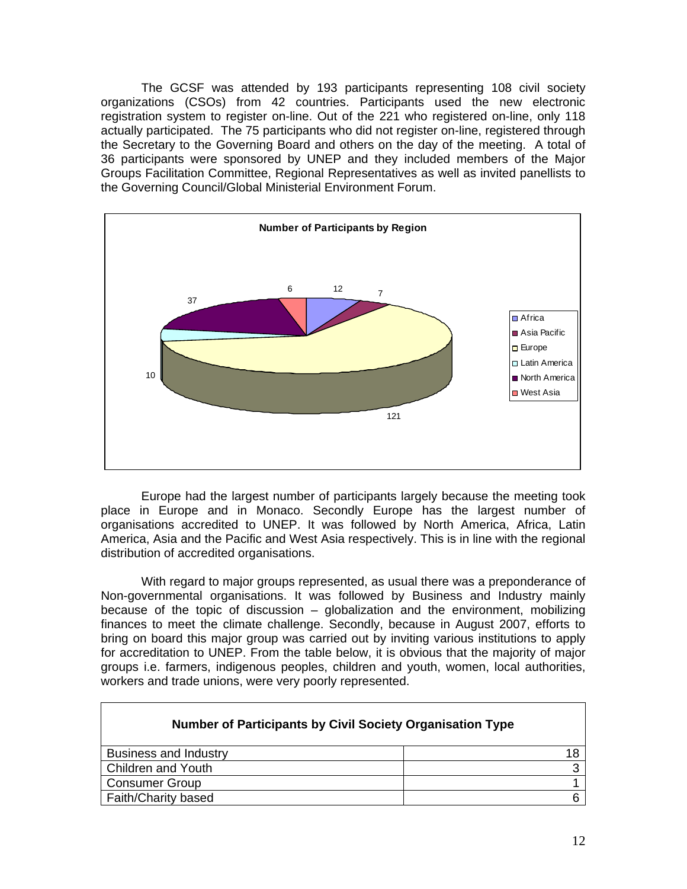The GCSF was attended by 193 participants representing 108 civil society organizations (CSOs) from 42 countries. Participants used the new electronic registration system to register on-line. Out of the 221 who registered on-line, only 118 actually participated. The 75 participants who did not register on-line, registered through the Secretary to the Governing Board and others on the day of the meeting. A total of 36 participants were sponsored by UNEP and they included members of the Major Groups Facilitation Committee, Regional Representatives as well as invited panellists to the Governing Council/Global Ministerial Environment Forum.

**Number of Participants by Region**

| Region | Number |
|---|---|
| Africa | 12 |
| Asia Pacific | 7 |
| Europe | 121 |
| Latin America | 10 |
| North America | 37 |
| West Asia | 6 |

Europe had the largest number of participants largely because the meeting took place in Europe and in Monaco. Secondly Europe has the largest number of organisations accredited to UNEP. It was followed by North America, Africa, Latin America, Asia and the Pacific and West Asia respectively. This is in line with the regional distribution of accredited organisations.

With regard to major groups represented, as usual there was a preponderance of Non-governmental organisations. It was followed by Business and Industry mainly because of the topic of discussion – globalization and the environment, mobilizing finances to meet the climate challenge. Secondly, because in August 2007, efforts to bring on board this major group was carried out by inviting various institutions to apply for accreditation to UNEP. From the table below, it is obvious that the majority of major groups i.e. farmers, indigenous peoples, children and youth, women, local authorities, workers and trade unions, were very poorly represented.

| Number of Participants by Civil Society Organisation Type | |
|---|---|
| Business and Industry | 18 |
| Children and Youth | 3 |
| Consumer Group | 1 |
| Faith/Charity based | 6 |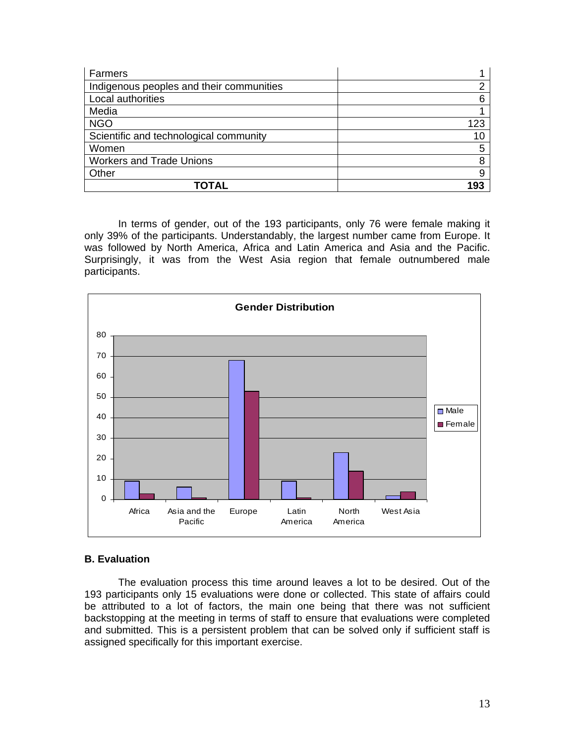| Farmers | 1 |
|---|---|
| Indigenous peoples and their communities | 2 |
| Local authorities | 6 |
| Media | 1 |
| NGO | 123 |
| Scientific and technological community | 10 |
| Women | 5 |
| Workers and Trade Unions | 8 |
| Other | 9 |
| **TOTAL** | **193** |

In terms of gender, out of the 193 participants, only 76 were female making it only 39% of the participants. Understandably, the largest number came from Europe. It was followed by North America, Africa and Latin America and Asia and the Pacific. Surprisingly, it was from the West Asia region that female outnumbered male participants.

**Gender Distribution**

### B. Evaluation

The evaluation process this time around leaves a lot to be desired. Out of the 193 participants only 15 evaluations were done or collected. This state of affairs could be attributed to a lot of factors, the main one being that there was not sufficient backstopping at the meeting in terms of staff to ensure that evaluations were completed and submitted. This is a persistent problem that can be solved only if sufficient staff is assigned specifically for this important exercise.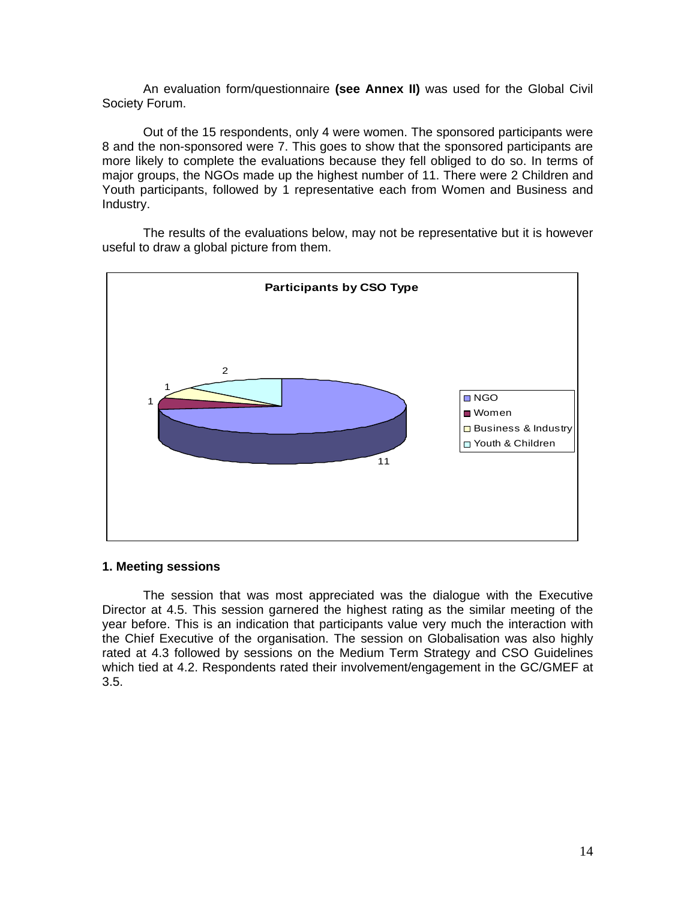An evaluation form/questionnaire **(see Annex II)** was used for the Global Civil Society Forum.

Out of the 15 respondents, only 4 were women. The sponsored participants were 8 and the non-sponsored were 7. This goes to show that the sponsored participants are more likely to complete the evaluations because they fell obliged to do so. In terms of major groups, the NGOs made up the highest number of 11. There were 2 Children and Youth participants, followed by 1 representative each from Women and Business and Industry.

The results of the evaluations below, may not be representative but it is however useful to draw a global picture from them.

**Participants by CSO Type**

| CSO Type | Participants |
|---|---|
| NGO | 11 |
| Women | 1 |
| Business & Industry | 1 |
| Youth & Children | 2 |

### 1. Meeting sessions

The session that was most appreciated was the dialogue with the Executive Director at 4.5. This session garnered the highest rating as the similar meeting of the year before. This is an indication that participants value very much the interaction with the Chief Executive of the organisation. The session on Globalisation was also highly rated at 4.3 followed by sessions on the Medium Term Strategy and CSO Guidelines which tied at 4.2. Respondents rated their involvement/engagement in the GC/GMEF at 3.5.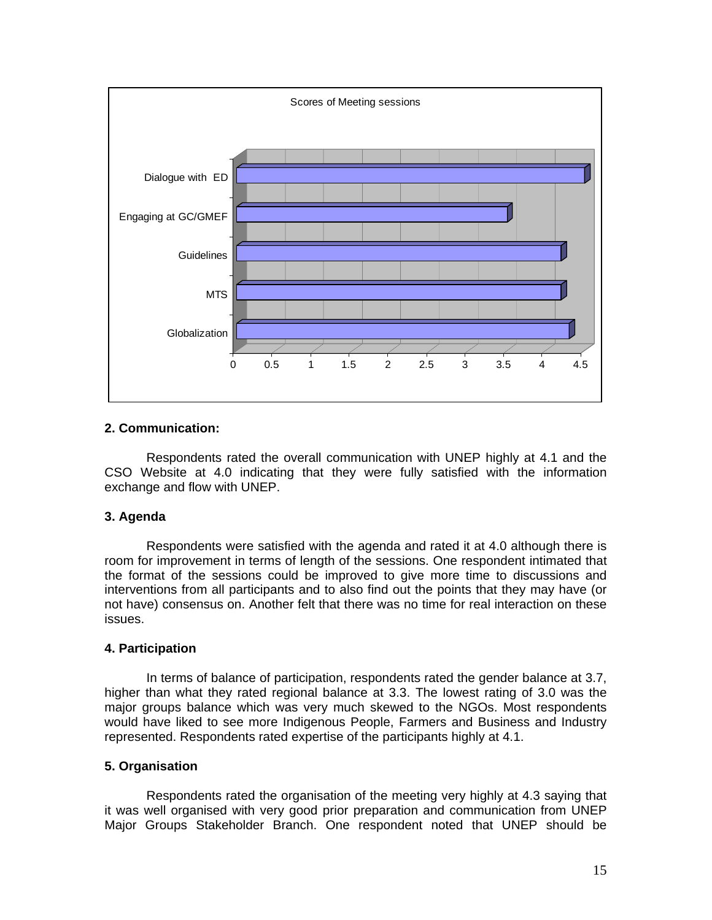**Scores of Meeting sessions**

Dialogue with ED

Engaging at GC/GMEF

Guidelines

MTS

Globalization

0 0.5 1 1.5 2 2.5 3 3.5 4 4.5

**2. Communication:**

Respondents rated the overall communication with UNEP highly at 4.1 and the CSO Website at 4.0 indicating that they were fully satisfied with the information exchange and flow with UNEP.

**3. Agenda**

Respondents were satisfied with the agenda and rated it at 4.0 although there is room for improvement in terms of length of the sessions. One respondent intimated that the format of the sessions could be improved to give more time to discussions and interventions from all participants and to also find out the points that they may have (or not have) consensus on. Another felt that there was no time for real interaction on these issues.

**4. Participation**

In terms of balance of participation, respondents rated the gender balance at 3.7, higher than what they rated regional balance at 3.3. The lowest rating of 3.0 was the major groups balance which was very much skewed to the NGOs. Most respondents would have liked to see more Indigenous People, Farmers and Business and Industry represented. Respondents rated expertise of the participants highly at 4.1.

**5. Organisation**

Respondents rated the organisation of the meeting very highly at 4.3 saying that it was well organised with very good prior preparation and communication from UNEP Major Groups Stakeholder Branch. One respondent noted that UNEP should be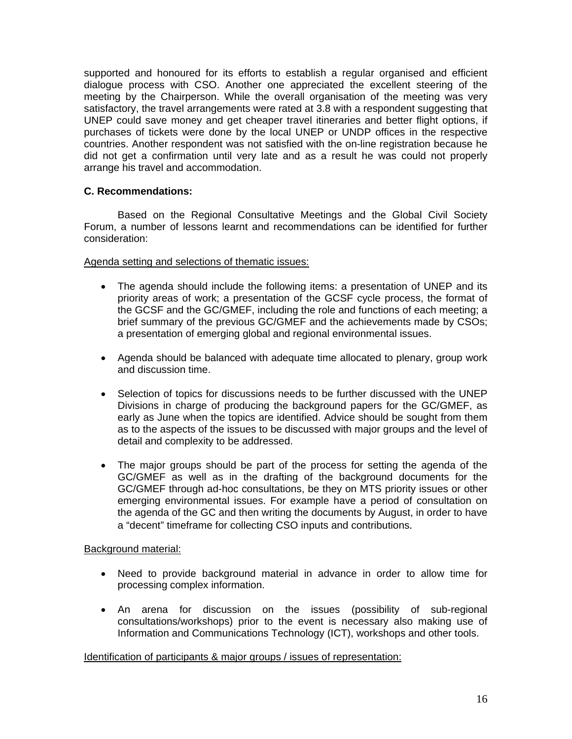supported and honoured for its efforts to establish a regular organised and efficient dialogue process with CSO. Another one appreciated the excellent steering of the meeting by the Chairperson. While the overall organisation of the meeting was very satisfactory, the travel arrangements were rated at 3.8 with a respondent suggesting that UNEP could save money and get cheaper travel itineraries and better flight options, if purchases of tickets were done by the local UNEP or UNDP offices in the respective countries. Another respondent was not satisfied with the on-line registration because he did not get a confirmation until very late and as a result he was could not properly arrange his travel and accommodation.

**C. Recommendations:**

Based on the Regional Consultative Meetings and the Global Civil Society Forum, a number of lessons learnt and recommendations can be identified for further consideration:

<u>Agenda setting and selections of thematic issues:</u>

- The agenda should include the following items: a presentation of UNEP and its priority areas of work; a presentation of the GCSF cycle process, the format of the GCSF and the GC/GMEF, including the role and functions of each meeting; a brief summary of the previous GC/GMEF and the achievements made by CSOs; a presentation of emerging global and regional environmental issues.

- Agenda should be balanced with adequate time allocated to plenary, group work and discussion time.

- Selection of topics for discussions needs to be further discussed with the UNEP Divisions in charge of producing the background papers for the GC/GMEF, as early as June when the topics are identified. Advice should be sought from them as to the aspects of the issues to be discussed with major groups and the level of detail and complexity to be addressed.

- The major groups should be part of the process for setting the agenda of the GC/GMEF as well as in the drafting of the background documents for the GC/GMEF through ad-hoc consultations, be they on MTS priority issues or other emerging environmental issues. For example have a period of consultation on the agenda of the GC and then writing the documents by August, in order to have a "decent" timeframe for collecting CSO inputs and contributions.

<u>Background material:</u>

- Need to provide background material in advance in order to allow time for processing complex information.

- An arena for discussion on the issues (possibility of sub-regional consultations/workshops) prior to the event is necessary also making use of Information and Communications Technology (ICT), workshops and other tools.

<u>Identification of participants & major groups / issues of representation:</u>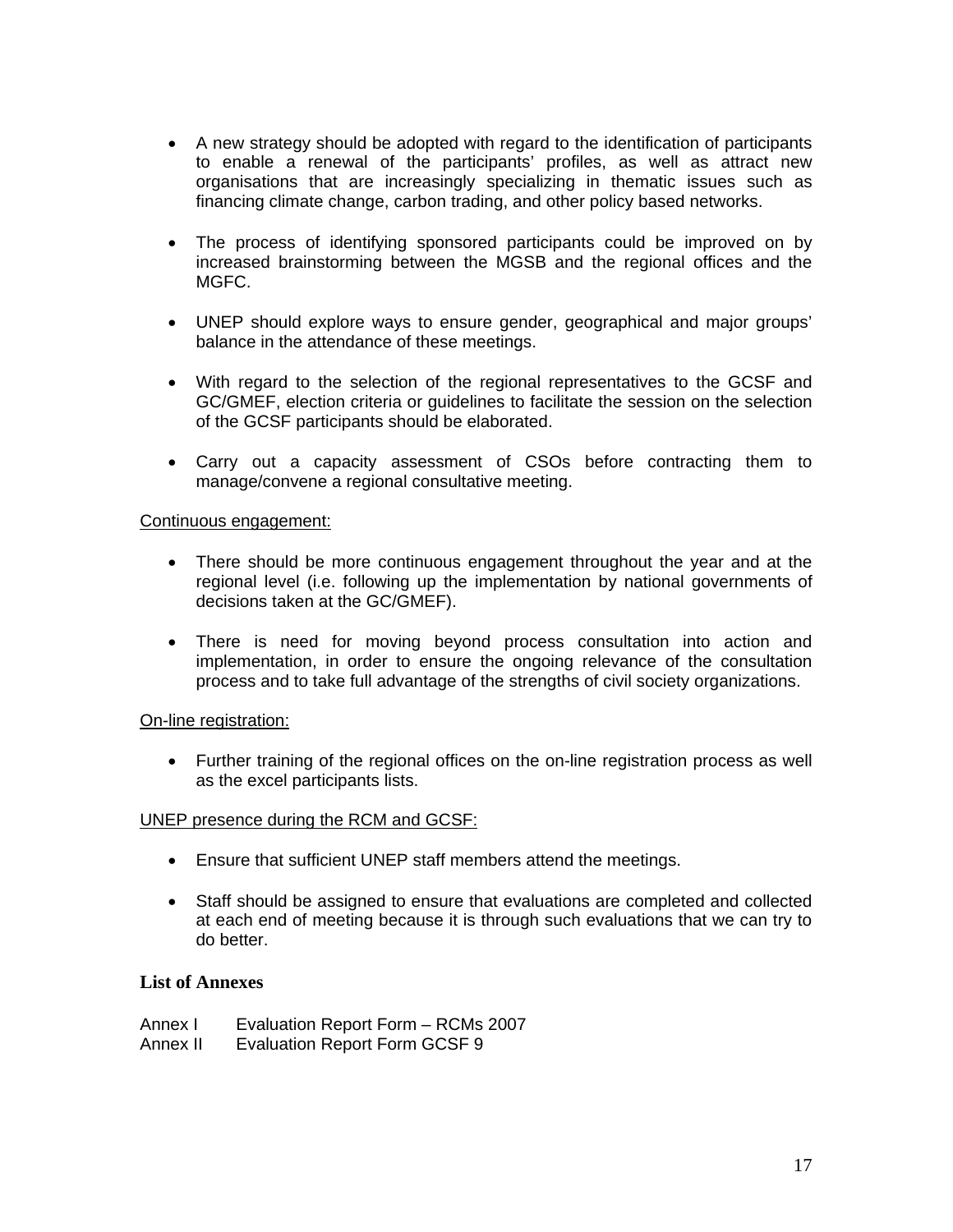- A new strategy should be adopted with regard to the identification of participants to enable a renewal of the participants' profiles, as well as attract new organisations that are increasingly specializing in thematic issues such as financing climate change, carbon trading, and other policy based networks.

- The process of identifying sponsored participants could be improved on by increased brainstorming between the MGSB and the regional offices and the MGFC.

- UNEP should explore ways to ensure gender, geographical and major groups' balance in the attendance of these meetings.

- With regard to the selection of the regional representatives to the GCSF and GC/GMEF, election criteria or guidelines to facilitate the session on the selection of the GCSF participants should be elaborated.

- Carry out a capacity assessment of CSOs before contracting them to manage/convene a regional consultative meeting.

<u>Continuous engagement:</u>

- There should be more continuous engagement throughout the year and at the regional level (i.e. following up the implementation by national governments of decisions taken at the GC/GMEF).

- There is need for moving beyond process consultation into action and implementation, in order to ensure the ongoing relevance of the consultation process and to take full advantage of the strengths of civil society organizations.

<u>On-line registration:</u>

- Further training of the regional offices on the on-line registration process as well as the excel participants lists.

<u>UNEP presence during the RCM and GCSF:</u>

- Ensure that sufficient UNEP staff members attend the meetings.

- Staff should be assigned to ensure that evaluations are completed and collected at each end of meeting because it is through such evaluations that we can try to do better.

### List of Annexes

Annex I Evaluation Report Form – RCMs 2007
Annex II Evaluation Report Form GCSF 9